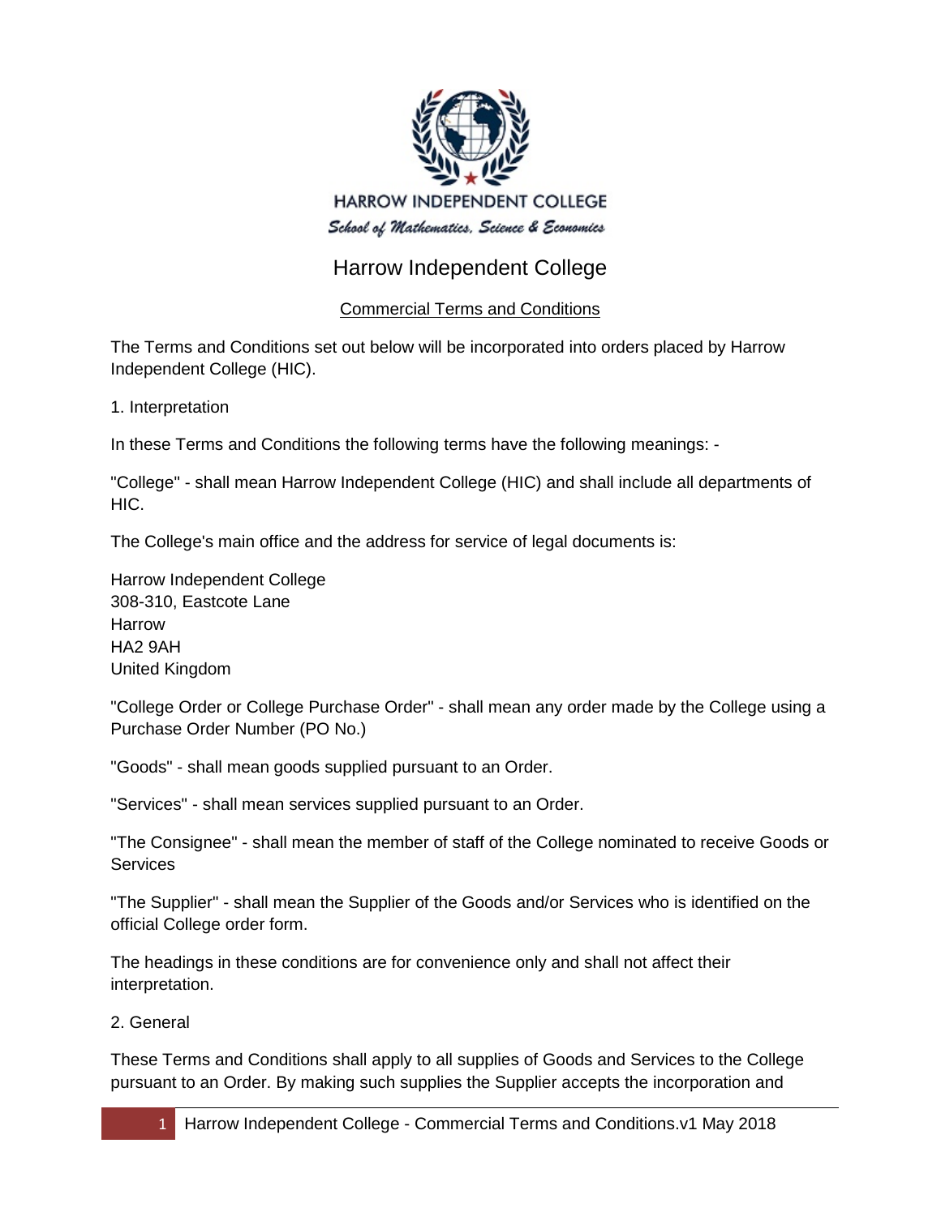HARROW INDEPENDENT COLLEGE

*School of Mathematics, Science & Economics*

# Harrow Independent College

## Commercial Terms and Conditions

The Terms and Conditions set out below will be incorporated into orders placed by Harrow Independent College (HIC).

1. Interpretation

In these Terms and Conditions the following terms have the following meanings: -

"College" - shall mean Harrow Independent College (HIC) and shall include all departments of HIC.

The College's main office and the address for service of legal documents is:

Harrow Independent College
308-310, Eastcote Lane
Harrow
HA2 9AH
United Kingdom

"College Order or College Purchase Order" - shall mean any order made by the College using a Purchase Order Number (PO No.)

"Goods" - shall mean goods supplied pursuant to an Order.

"Services" - shall mean services supplied pursuant to an Order.

"The Consignee" - shall mean the member of staff of the College nominated to receive Goods or Services

"The Supplier" - shall mean the Supplier of the Goods and/or Services who is identified on the official College order form.

The headings in these conditions are for convenience only and shall not affect their interpretation.

2. General

These Terms and Conditions shall apply to all supplies of Goods and Services to the College pursuant to an Order. By making such supplies the Supplier accepts the incorporation and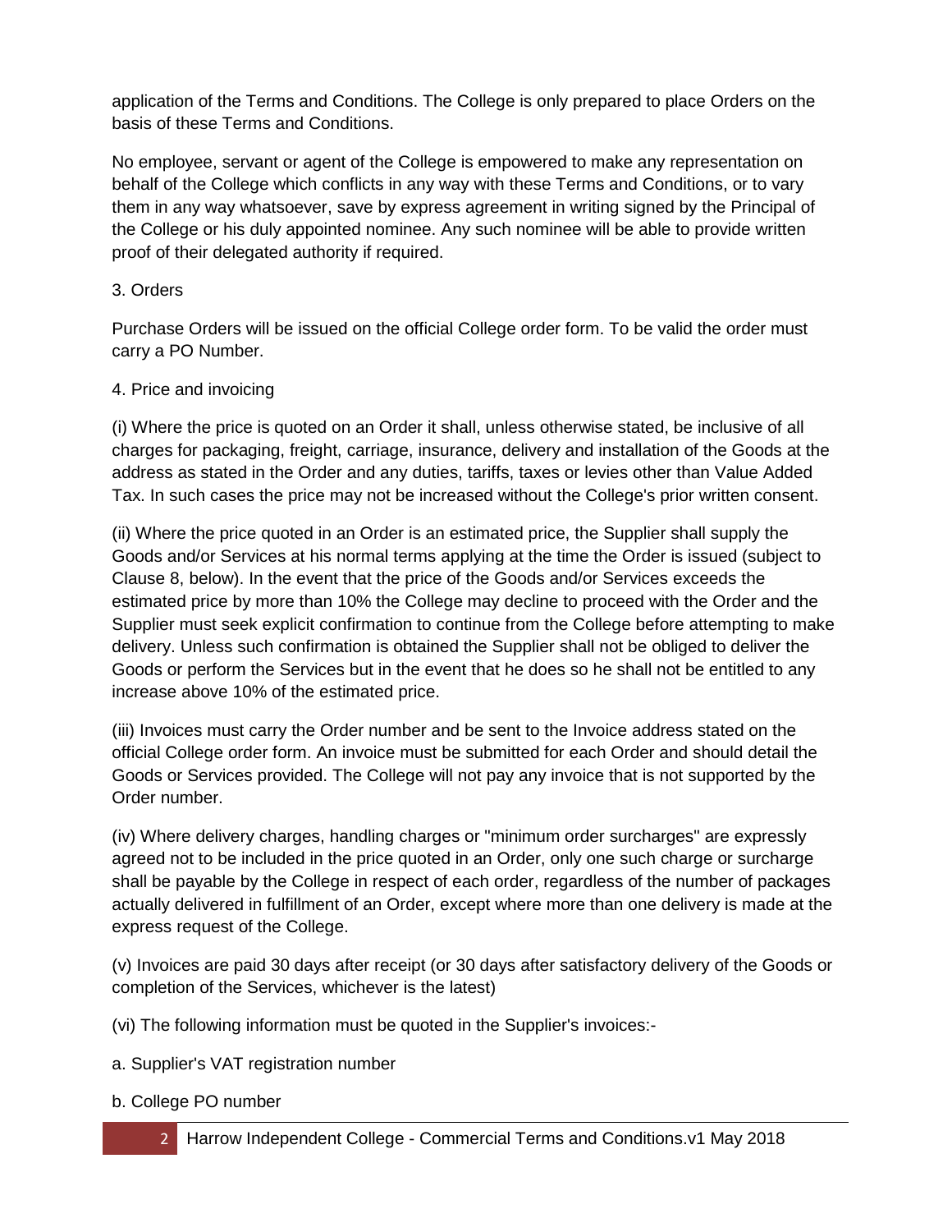application of the Terms and Conditions. The College is only prepared to place Orders on the basis of these Terms and Conditions.

No employee, servant or agent of the College is empowered to make any representation on behalf of the College which conflicts in any way with these Terms and Conditions, or to vary them in any way whatsoever, save by express agreement in writing signed by the Principal of the College or his duly appointed nominee. Any such nominee will be able to provide written proof of their delegated authority if required.

## 3. Orders

Purchase Orders will be issued on the official College order form. To be valid the order must carry a PO Number.

## 4. Price and invoicing

(i) Where the price is quoted on an Order it shall, unless otherwise stated, be inclusive of all charges for packaging, freight, carriage, insurance, delivery and installation of the Goods at the address as stated in the Order and any duties, tariffs, taxes or levies other than Value Added Tax. In such cases the price may not be increased without the College's prior written consent.

(ii) Where the price quoted in an Order is an estimated price, the Supplier shall supply the Goods and/or Services at his normal terms applying at the time the Order is issued (subject to Clause 8, below). In the event that the price of the Goods and/or Services exceeds the estimated price by more than 10% the College may decline to proceed with the Order and the Supplier must seek explicit confirmation to continue from the College before attempting to make delivery. Unless such confirmation is obtained the Supplier shall not be obliged to deliver the Goods or perform the Services but in the event that he does so he shall not be entitled to any increase above 10% of the estimated price.

(iii) Invoices must carry the Order number and be sent to the Invoice address stated on the official College order form. An invoice must be submitted for each Order and should detail the Goods or Services provided. The College will not pay any invoice that is not supported by the Order number.

(iv) Where delivery charges, handling charges or "minimum order surcharges" are expressly agreed not to be included in the price quoted in an Order, only one such charge or surcharge shall be payable by the College in respect of each order, regardless of the number of packages actually delivered in fulfillment of an Order, except where more than one delivery is made at the express request of the College.

(v) Invoices are paid 30 days after receipt (or 30 days after satisfactory delivery of the Goods or completion of the Services, whichever is the latest)

(vi) The following information must be quoted in the Supplier's invoices:-

a. Supplier's VAT registration number

b. College PO number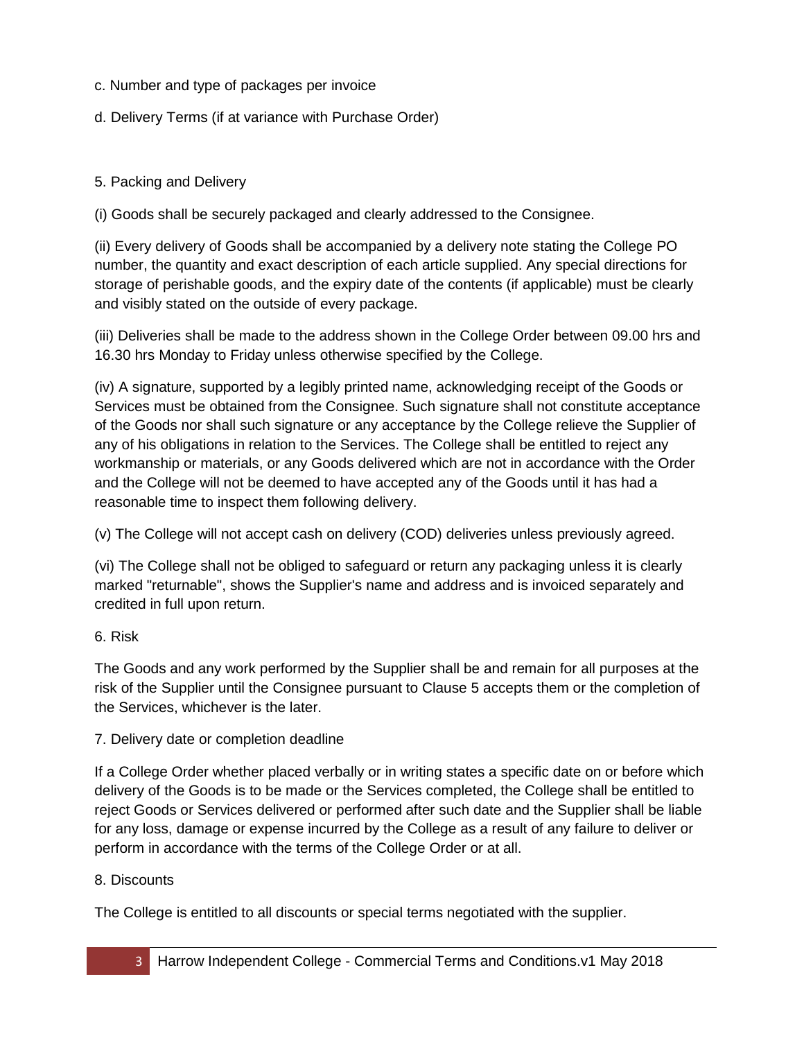c. Number and type of packages per invoice

d. Delivery Terms (if at variance with Purchase Order)

5. Packing and Delivery

(i) Goods shall be securely packaged and clearly addressed to the Consignee.

(ii) Every delivery of Goods shall be accompanied by a delivery note stating the College PO number, the quantity and exact description of each article supplied. Any special directions for storage of perishable goods, and the expiry date of the contents (if applicable) must be clearly and visibly stated on the outside of every package.

(iii) Deliveries shall be made to the address shown in the College Order between 09.00 hrs and 16.30 hrs Monday to Friday unless otherwise specified by the College.

(iv) A signature, supported by a legibly printed name, acknowledging receipt of the Goods or Services must be obtained from the Consignee. Such signature shall not constitute acceptance of the Goods nor shall such signature or any acceptance by the College relieve the Supplier of any of his obligations in relation to the Services. The College shall be entitled to reject any workmanship or materials, or any Goods delivered which are not in accordance with the Order and the College will not be deemed to have accepted any of the Goods until it has had a reasonable time to inspect them following delivery.

(v) The College will not accept cash on delivery (COD) deliveries unless previously agreed.

(vi) The College shall not be obliged to safeguard or return any packaging unless it is clearly marked "returnable", shows the Supplier's name and address and is invoiced separately and credited in full upon return.

6. Risk

The Goods and any work performed by the Supplier shall be and remain for all purposes at the risk of the Supplier until the Consignee pursuant to Clause 5 accepts them or the completion of the Services, whichever is the later.

7. Delivery date or completion deadline

If a College Order whether placed verbally or in writing states a specific date on or before which delivery of the Goods is to be made or the Services completed, the College shall be entitled to reject Goods or Services delivered or performed after such date and the Supplier shall be liable for any loss, damage or expense incurred by the College as a result of any failure to deliver or perform in accordance with the terms of the College Order or at all.

8. Discounts

The College is entitled to all discounts or special terms negotiated with the supplier.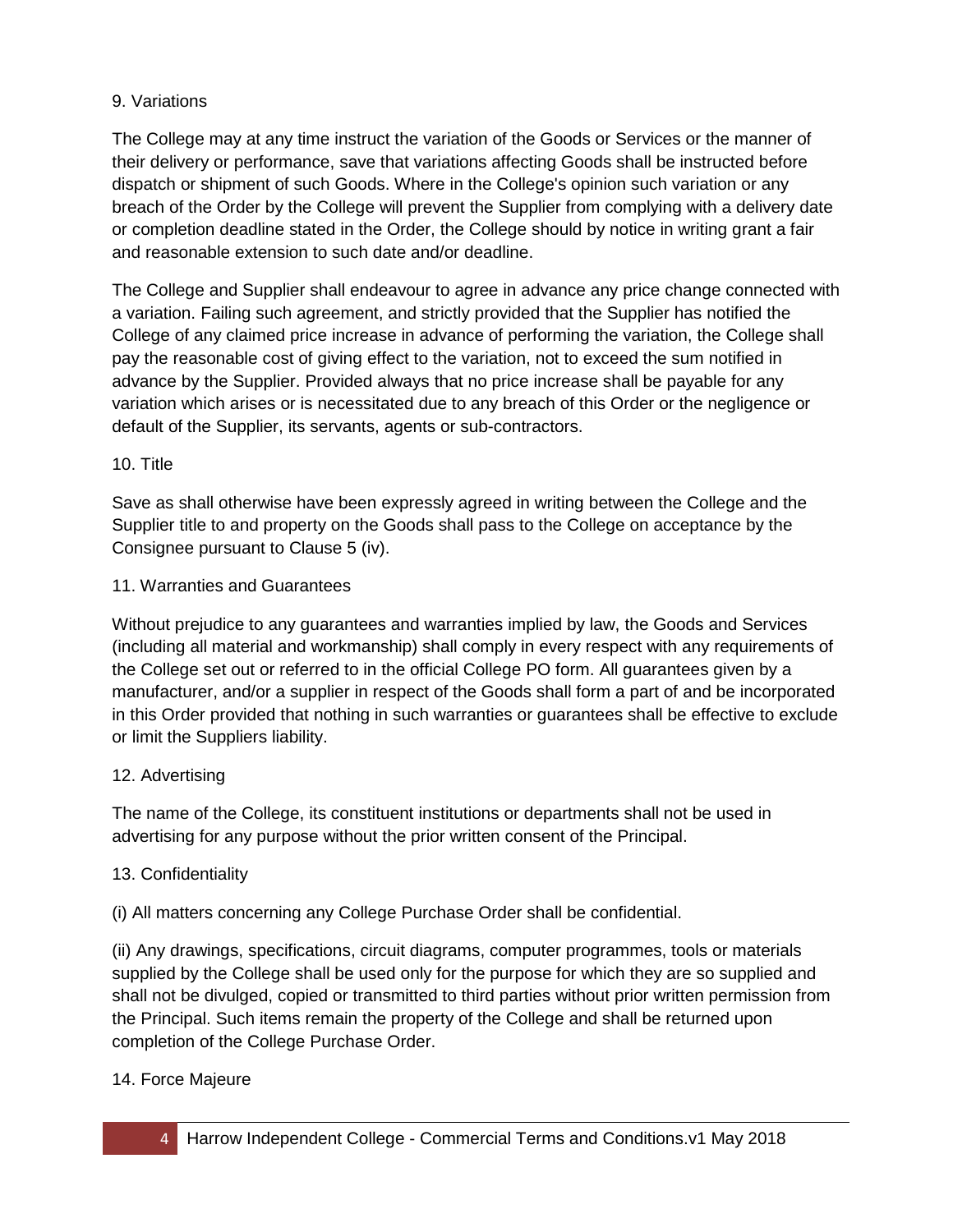## 9. Variations

The College may at any time instruct the variation of the Goods or Services or the manner of their delivery or performance, save that variations affecting Goods shall be instructed before dispatch or shipment of such Goods. Where in the College's opinion such variation or any breach of the Order by the College will prevent the Supplier from complying with a delivery date or completion deadline stated in the Order, the College should by notice in writing grant a fair and reasonable extension to such date and/or deadline.

The College and Supplier shall endeavour to agree in advance any price change connected with a variation. Failing such agreement, and strictly provided that the Supplier has notified the College of any claimed price increase in advance of performing the variation, the College shall pay the reasonable cost of giving effect to the variation, not to exceed the sum notified in advance by the Supplier. Provided always that no price increase shall be payable for any variation which arises or is necessitated due to any breach of this Order or the negligence or default of the Supplier, its servants, agents or sub-contractors.

## 10. Title

Save as shall otherwise have been expressly agreed in writing between the College and the Supplier title to and property on the Goods shall pass to the College on acceptance by the Consignee pursuant to Clause 5 (iv).

## 11. Warranties and Guarantees

Without prejudice to any guarantees and warranties implied by law, the Goods and Services (including all material and workmanship) shall comply in every respect with any requirements of the College set out or referred to in the official College PO form. All guarantees given by a manufacturer, and/or a supplier in respect of the Goods shall form a part of and be incorporated in this Order provided that nothing in such warranties or guarantees shall be effective to exclude or limit the Suppliers liability.

## 12. Advertising

The name of the College, its constituent institutions or departments shall not be used in advertising for any purpose without the prior written consent of the Principal.

## 13. Confidentiality

(i) All matters concerning any College Purchase Order shall be confidential.

(ii) Any drawings, specifications, circuit diagrams, computer programmes, tools or materials supplied by the College shall be used only for the purpose for which they are so supplied and shall not be divulged, copied or transmitted to third parties without prior written permission from the Principal. Such items remain the property of the College and shall be returned upon completion of the College Purchase Order.

## 14. Force Majeure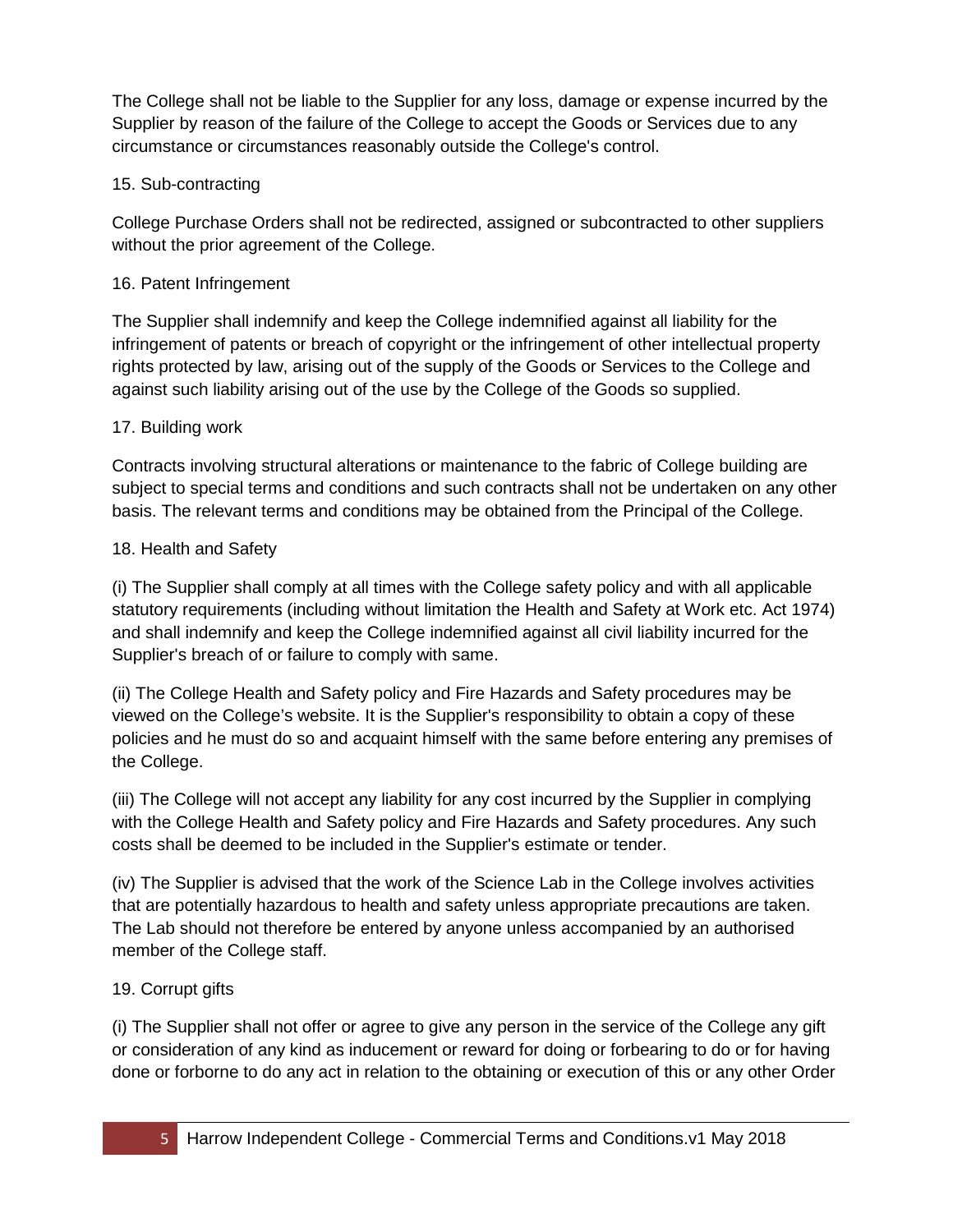The College shall not be liable to the Supplier for any loss, damage or expense incurred by the Supplier by reason of the failure of the College to accept the Goods or Services due to any circumstance or circumstances reasonably outside the College's control.

15. Sub-contracting

College Purchase Orders shall not be redirected, assigned or subcontracted to other suppliers without the prior agreement of the College.

16. Patent Infringement

The Supplier shall indemnify and keep the College indemnified against all liability for the infringement of patents or breach of copyright or the infringement of other intellectual property rights protected by law, arising out of the supply of the Goods or Services to the College and against such liability arising out of the use by the College of the Goods so supplied.

17. Building work

Contracts involving structural alterations or maintenance to the fabric of College building are subject to special terms and conditions and such contracts shall not be undertaken on any other basis. The relevant terms and conditions may be obtained from the Principal of the College.

18. Health and Safety

(i) The Supplier shall comply at all times with the College safety policy and with all applicable statutory requirements (including without limitation the Health and Safety at Work etc. Act 1974) and shall indemnify and keep the College indemnified against all civil liability incurred for the Supplier's breach of or failure to comply with same.

(ii) The College Health and Safety policy and Fire Hazards and Safety procedures may be viewed on the College's website. It is the Supplier's responsibility to obtain a copy of these policies and he must do so and acquaint himself with the same before entering any premises of the College.

(iii) The College will not accept any liability for any cost incurred by the Supplier in complying with the College Health and Safety policy and Fire Hazards and Safety procedures. Any such costs shall be deemed to be included in the Supplier's estimate or tender.

(iv) The Supplier is advised that the work of the Science Lab in the College involves activities that are potentially hazardous to health and safety unless appropriate precautions are taken. The Lab should not therefore be entered by anyone unless accompanied by an authorised member of the College staff.

19. Corrupt gifts

(i) The Supplier shall not offer or agree to give any person in the service of the College any gift or consideration of any kind as inducement or reward for doing or forbearing to do or for having done or forborne to do any act in relation to the obtaining or execution of this or any other Order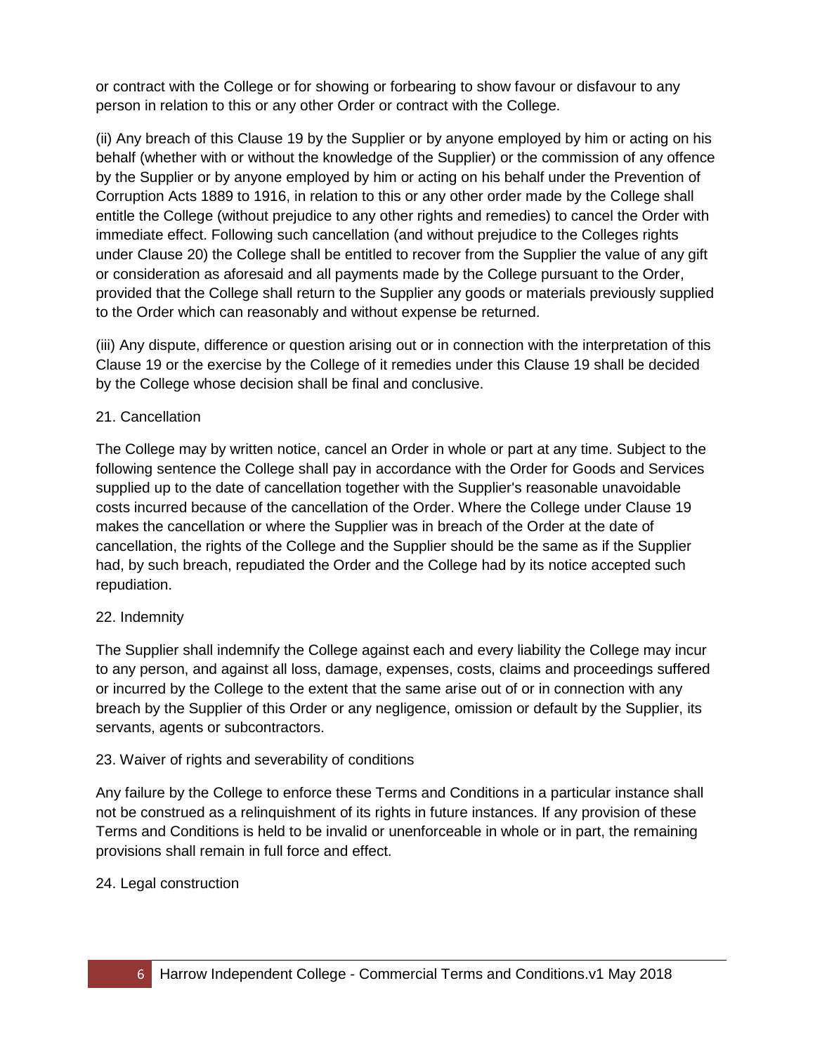or contract with the College or for showing or forbearing to show favour or disfavour to any person in relation to this or any other Order or contract with the College.

(ii) Any breach of this Clause 19 by the Supplier or by anyone employed by him or acting on his behalf (whether with or without the knowledge of the Supplier) or the commission of any offence by the Supplier or by anyone employed by him or acting on his behalf under the Prevention of Corruption Acts 1889 to 1916, in relation to this or any other order made by the College shall entitle the College (without prejudice to any other rights and remedies) to cancel the Order with immediate effect. Following such cancellation (and without prejudice to the Colleges rights under Clause 20) the College shall be entitled to recover from the Supplier the value of any gift or consideration as aforesaid and all payments made by the College pursuant to the Order, provided that the College shall return to the Supplier any goods or materials previously supplied to the Order which can reasonably and without expense be returned.

(iii) Any dispute, difference or question arising out or in connection with the interpretation of this Clause 19 or the exercise by the College of it remedies under this Clause 19 shall be decided by the College whose decision shall be final and conclusive.

## 21. Cancellation

The College may by written notice, cancel an Order in whole or part at any time. Subject to the following sentence the College shall pay in accordance with the Order for Goods and Services supplied up to the date of cancellation together with the Supplier's reasonable unavoidable costs incurred because of the cancellation of the Order. Where the College under Clause 19 makes the cancellation or where the Supplier was in breach of the Order at the date of cancellation, the rights of the College and the Supplier should be the same as if the Supplier had, by such breach, repudiated the Order and the College had by its notice accepted such repudiation.

## 22. Indemnity

The Supplier shall indemnify the College against each and every liability the College may incur to any person, and against all loss, damage, expenses, costs, claims and proceedings suffered or incurred by the College to the extent that the same arise out of or in connection with any breach by the Supplier of this Order or any negligence, omission or default by the Supplier, its servants, agents or subcontractors.

## 23. Waiver of rights and severability of conditions

Any failure by the College to enforce these Terms and Conditions in a particular instance shall not be construed as a relinquishment of its rights in future instances. If any provision of these Terms and Conditions is held to be invalid or unenforceable in whole or in part, the remaining provisions shall remain in full force and effect.

## 24. Legal construction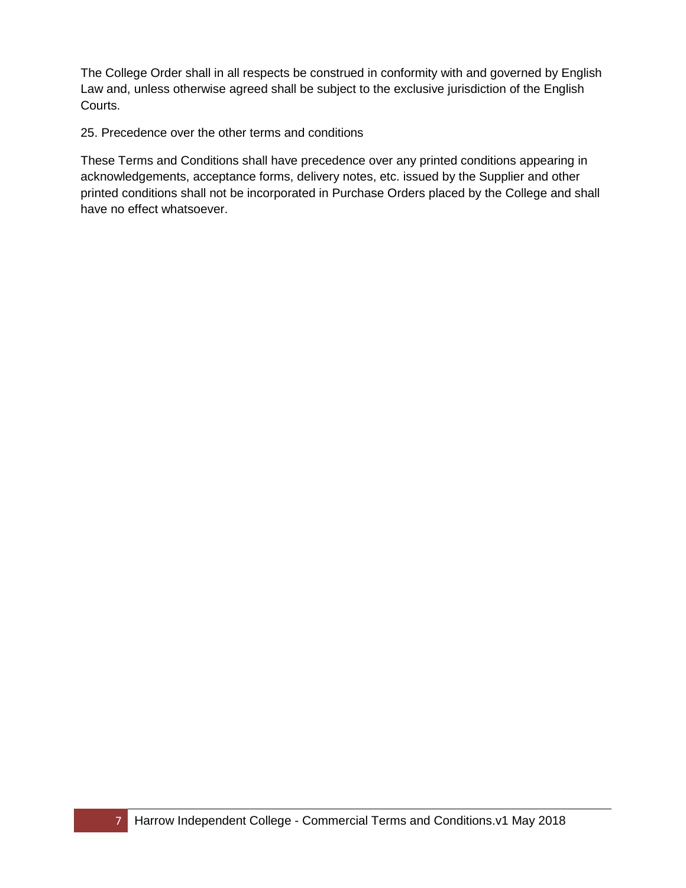The College Order shall in all respects be construed in conformity with and governed by English Law and, unless otherwise agreed shall be subject to the exclusive jurisdiction of the English Courts.

## 25. Precedence over the other terms and conditions

These Terms and Conditions shall have precedence over any printed conditions appearing in acknowledgements, acceptance forms, delivery notes, etc. issued by the Supplier and other printed conditions shall not be incorporated in Purchase Orders placed by the College and shall have no effect whatsoever.